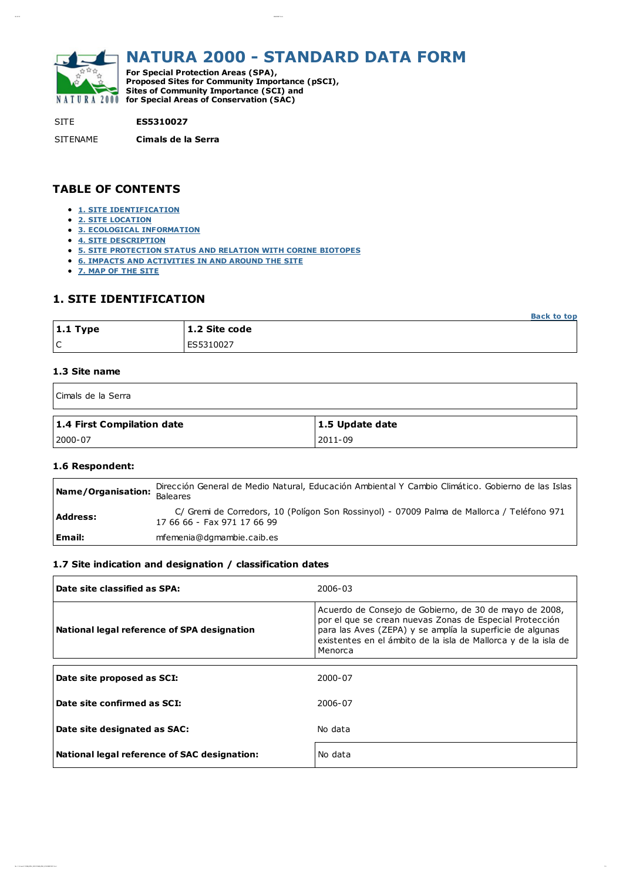# NATURA 2000 - STANDARD DATA FORM

**For Special Protection Areas (SPA), Proposed Sites for Community Importance (pSCI), Sites of Community Importance (SCI) and for Special Areas of Conservation (SAC)**

SITE **ES5310027**

SITENAME **Cimals de la Serra**

## TABLE OF CONTENTS

- 1. SITE IDENTIFICATION
- 2. SITE LOCATION
- 3. ECOLOGICAL INFORMATION
- 4. SITE DESCRIPTION
- 5. SITE PROTECTION STATUS AND RELATION WITH CORINE BIOTOPES
- 6. IMPACTS AND ACTIVITIES IN AND AROUND THE SITE
- 7. MAP OF THE SITE

## 1. SITE IDENTIFICATION

Back to top

| 1.1 Type | 1.2 Site code |
|---|---|
| C | ES5310027 |

### 1.3 Site name

Cimals de la Serra

| 1.4 First Compilation date | 1.5 Update date |
|---|---|
| 2000-07 | 2011-09 |

### 1.6 Respondent:

| | |
|---|---|
| **Name/Organisation:** | Dirección General de Medio Natural, Educación Ambiental Y Cambio Climático. Gobierno de las Islas Baleares |
| **Address:** | C/ Gremi de Corredors, 10 (Polígon Son Rossinyol) - 07009 Palma de Mallorca / Teléfono 971 17 66 66 - Fax 971 17 66 99 |
| **Email:** | mfemenia@dgmambie.caib.es |

### 1.7 Site indication and designation / classification dates

| | |
|---|---|
| **Date site classified as SPA:** | 2006-03 |
| **National legal reference of SPA designation** | Acuerdo de Consejo de Gobierno, de 30 de mayo de 2008, por el que se crean nuevas Zonas de Especial Protección para las Aves (ZEPA) y se amplía la superficie de algunas existentes en el ámbito de la isla de Mallorca y de la isla de Menorca |

| | |
|---|---|
| **Date site proposed as SCI:** | 2000-07 |
| **Date site confirmed as SCI:** | 2006-07 |
| **Date site designated as SAC:** | No data |
| **National legal reference of SAC designation:** | No data |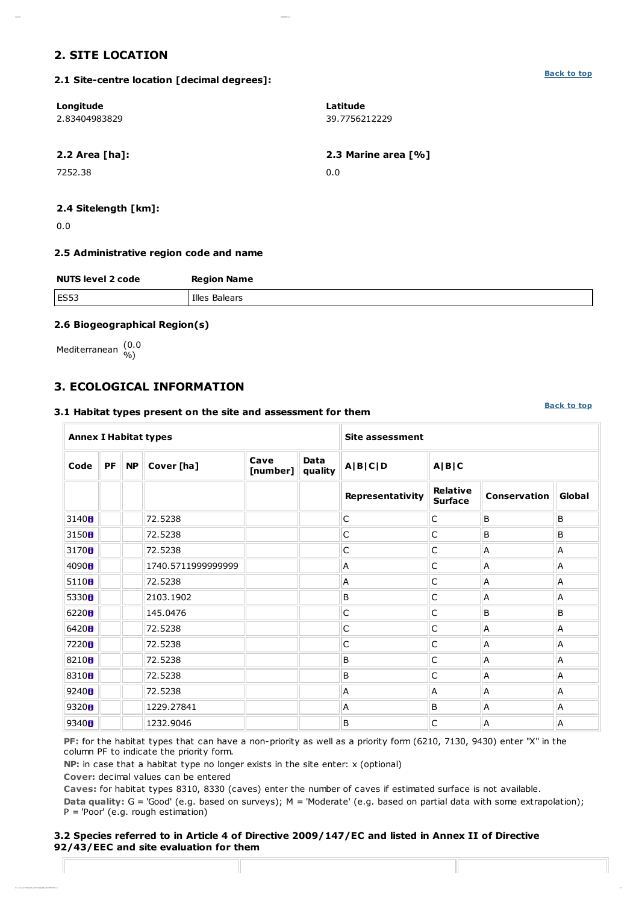## 2. SITE LOCATION

### 2.1 Site-centre location [decimal degrees]:

Back to top

| Longitude | Latitude |
|---|---|
| 2.83404983829 | 39.7756212229 |

### 2.2 Area [ha]:

7252.38

### 2.3 Marine area [%]

0.0

### 2.4 Sitelength [km]:

0.0

### 2.5 Administrative region code and name

| NUTS level 2 code | Region Name |
|---|---|
| ES53 | Illes Balears |

### 2.6 Biogeographical Region(s)

Mediterranean (0.0 %)

## 3. ECOLOGICAL INFORMATION

### 3.1 Habitat types present on the site and assessment for them

Back to top

| Annex I Habitat types | | | | | | Site assessment | | | |
|---|---|---|---|---|---|---|---|---|---|
| Code | PF | NP | Cover [ha] | Cave [number] | Data quality | A\|B\|C\|D | A\|B\|C | | |
| | | | | | | Representativity | Relative Surface | Conservation | Global |
| 3140 | | | 72.5238 | | | C | C | B | B |
| 3150 | | | 72.5238 | | | C | C | B | B |
| 3170 | | | 72.5238 | | | C | C | A | A |
| 4090 | | | 1740.5711999999999 | | | A | C | A | A |
| 5110 | | | 72.5238 | | | A | C | A | A |
| 5330 | | | 2103.1902 | | | B | C | A | A |
| 6220 | | | 145.0476 | | | C | C | B | B |
| 6420 | | | 72.5238 | | | C | C | A | A |
| 7220 | | | 72.5238 | | | C | C | A | A |
| 8210 | | | 72.5238 | | | B | C | A | A |
| 8310 | | | 72.5238 | | | B | C | A | A |
| 9240 | | | 72.5238 | | | A | A | A | A |
| 9320 | | | 1229.27841 | | | A | B | A | A |
| 9340 | | | 1232.9046 | | | B | C | A | A |

**PF:** for the habitat types that can have a non-priority as well as a priority form (6210, 7130, 9430) enter "X" in the column PF to indicate the priority form.

**NP:** in case that a habitat type no longer exists in the site enter: x (optional)

**Cover:** decimal values can be entered

**Caves:** for habitat types 8310, 8330 (caves) enter the number of caves if estimated surface is not available.

**Data quality:** G = 'Good' (e.g. based on surveys); M = 'Moderate' (e.g. based on partial data with some extrapolation); P = 'Poor' (e.g. rough estimation)

### 3.2 Species referred to in Article 4 of Directive 2009/147/EC and listed in Annex II of Directive 92/43/EEC and site evaluation for them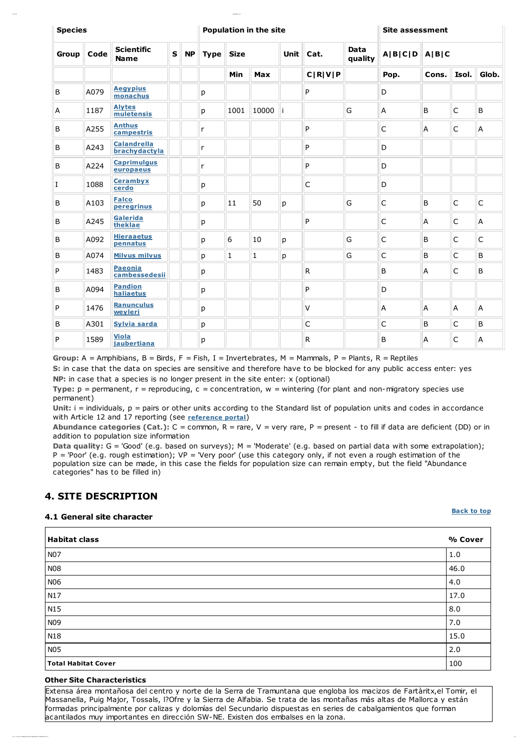| Species | | | | | Population in the site | | | | | | Site assessment | | | |
|---|---|---|---|---|---|---|---|---|---|---|---|---|---|---|
| Group | Code | Scientific Name | S | NP | Type | Size | | Unit | Cat. | Data quality | A\|B\|C\|D | A\|B\|C | | |
| | | | | | | Min | Max | | C\|R\|V\|P | | Pop. | Cons. | Isol. | Glob. |
| B | A079 | Aegypius monachus | | | p | | | | P | | D | | | |
| A | 1187 | Alytes muletensis | | | p | 1001 | 10000 | i | | G | A | B | C | B |
| B | A255 | Anthus campestris | | | r | | | | P | | C | A | C | A |
| B | A243 | Calandrella brachydactyla | | | r | | | | P | | D | | | |
| B | A224 | Caprimulgus europaeus | | | r | | | | P | | D | | | |
| I | 1088 | Cerambyx cerdo | | | p | | | | C | | D | | | |
| B | A103 | Falco peregrinus | | | p | 11 | 50 | p | | G | C | B | C | C |
| B | A245 | Galerida theklae | | | p | | | | P | | C | A | C | A |
| B | A092 | Hieraaetus pennatus | | | p | 6 | 10 | p | | G | C | B | C | C |
| B | A074 | Milvus milvus | | | p | 1 | 1 | p | | G | C | B | C | B |
| P | 1483 | Paeonia cambessedesii | | | p | | | | R | | B | A | C | B |
| B | A094 | Pandion haliaetus | | | p | | | | P | | D | | | |
| P | 1476 | Ranunculus weyleri | | | p | | | | V | | A | A | A | A |
| B | A301 | Sylvia sarda | | | p | | | | C | | C | B | C | B |
| P | 1589 | Viola jaubertiana | | | p | | | | R | | B | A | C | A |

**Group:** A = Amphibians, B = Birds, F = Fish, I = Invertebrates, M = Mammals, P = Plants, R = Reptiles

**S:** in case that the data on species are sensitive and therefore have to be blocked for any public access enter: yes

**NP:** in case that a species is no longer present in the site enter: x (optional)

**Type:** p = permanent, r = reproducing, c = concentration, w = wintering (for plant and non-migratory species use permanent)

**Unit:** i = individuals, p = pairs or other units according to the Standard list of population units and codes in accordance with Article 12 and 17 reporting (see **reference portal**)

**Abundance categories (Cat.):** C = common, R = rare, V = very rare, P = present - to fill if data are deficient (DD) or in addition to population size information

**Data quality:** G = 'Good' (e.g. based on surveys); M = 'Moderate' (e.g. based on partial data with some extrapolation); P = 'Poor' (e.g. rough estimation); VP = 'Very poor' (use this category only, if not even a rough estimation of the population size can be made, in this case the fields for population size can remain empty, but the field "Abundance categories" has to be filled in)

## 4. SITE DESCRIPTION

### 4.1 General site character

Back to top

| Habitat class | % Cover |
|---|---|
| N07 | 1.0 |
| N08 | 46.0 |
| N06 | 4.0 |
| N17 | 17.0 |
| N15 | 8.0 |
| N09 | 7.0 |
| N18 | 15.0 |
| N05 | 2.0 |
| **Total Habitat Cover** | 100 |

**Other Site Characteristics**

Extensa área montañosa del centro y norte de la Serra de Tramuntana que engloba los macizos de Fartàritx,el Tomir, el Massanella, Puig Major, Tossals, l?Ofre y la Sierra de Alfabia. Se trata de las montañas más altas de Mallorca y están formadas principalmente por calizas y dolomías del Secundario dispuestas en series de cabalgamientos que forman acantilados muy importantes en dirección SW-NE. Existen dos embalses en la zona.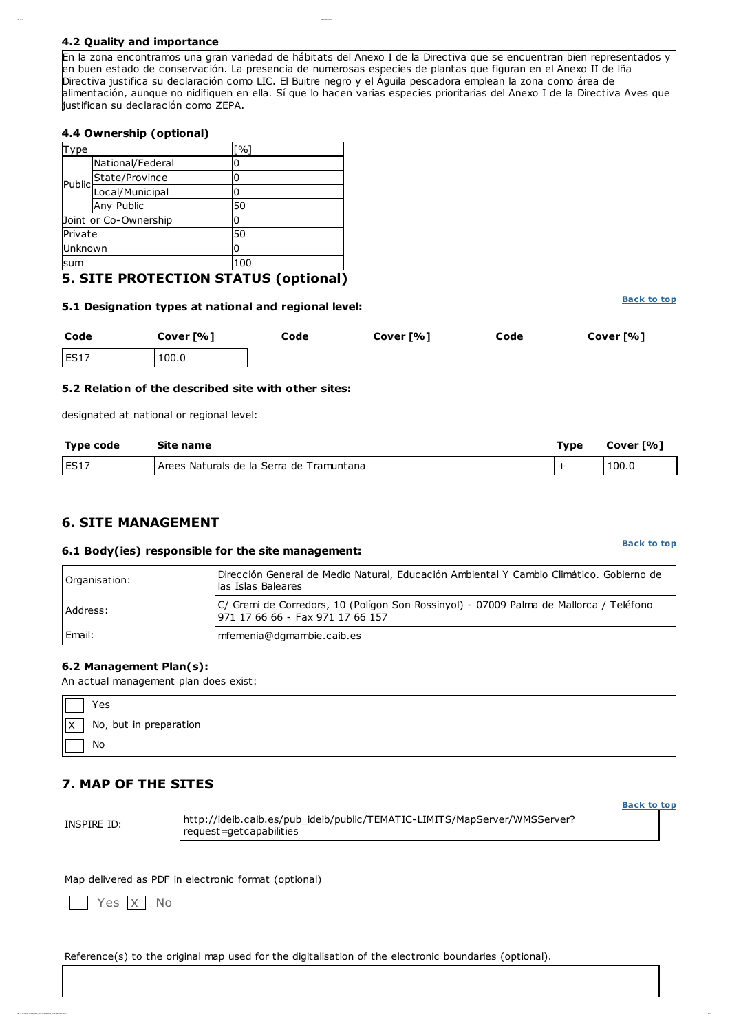### 4.2 Quality and importance

En la zona encontramos una gran variedad de hábitats del Anexo I de la Directiva que se encuentran bien representados y en buen estado de conservación. La presencia de numerosas especies de plantas que figuran en el Anexo II de lña Directiva justifica su declaración como LIC. El Buitre negro y el Águila pescadora emplean la zona como área de alimentación, aunque no nidifiquen en ella. Sí que lo hacen varias especies prioritarias del Anexo I de la Directiva Aves que justifican su declaración como ZEPA.

### 4.4 Ownership (optional)

| Type | | [%] |
|---|---|---|
| Public | National/Federal | 0 |
| | State/Province | 0 |
| | Local/Municipal | 0 |
| | Any Public | 50 |
| Joint or Co-Ownership | | 0 |
| Private | | 50 |
| Unknown | | 0 |
| sum | | 100 |

## 5. SITE PROTECTION STATUS (optional)

### 5.1 Designation types at national and regional level:

Back to top

| Code | Cover [%] | Code | Cover [%] | Code | Cover [%] |
|---|---|---|---|---|---|
| ES17 | 100.0 | | | | |

### 5.2 Relation of the described site with other sites:

designated at national or regional level:

| Type code | Site name | Type | Cover [%] |
|---|---|---|---|
| ES17 | Arees Naturals de la Serra de Tramuntana | + | 100.0 |

## 6. SITE MANAGEMENT

### 6.1 Body(ies) responsible for the site management:

Back to top

| | |
|---|---|
| Organisation: | Dirección General de Medio Natural, Educación Ambiental Y Cambio Climático. Gobierno de las Islas Baleares |
| Address: | C/ Gremi de Corredors, 10 (Polígon Son Rossinyol) - 07009 Palma de Mallorca / Teléfono 971 17 66 66 - Fax 971 17 66 157 |
| Email: | mfemenia@dgmambie.caib.es |

### 6.2 Management Plan(s):

An actual management plan does exist:

- [ ] Yes
- [X] No, but in preparation
- [ ] No

## 7. MAP OF THE SITES

Back to top

| | |
|---|---|
| INSPIRE ID: | http://ideib.caib.es/pub_ideib/public/TEMATIC-LIMITS/MapServer/WMSServer?request=getcapabilities |

Map delivered as PDF in electronic format (optional)

[ ] Yes [X] No

Reference(s) to the original map used for the digitalisation of the electronic boundaries (optional).